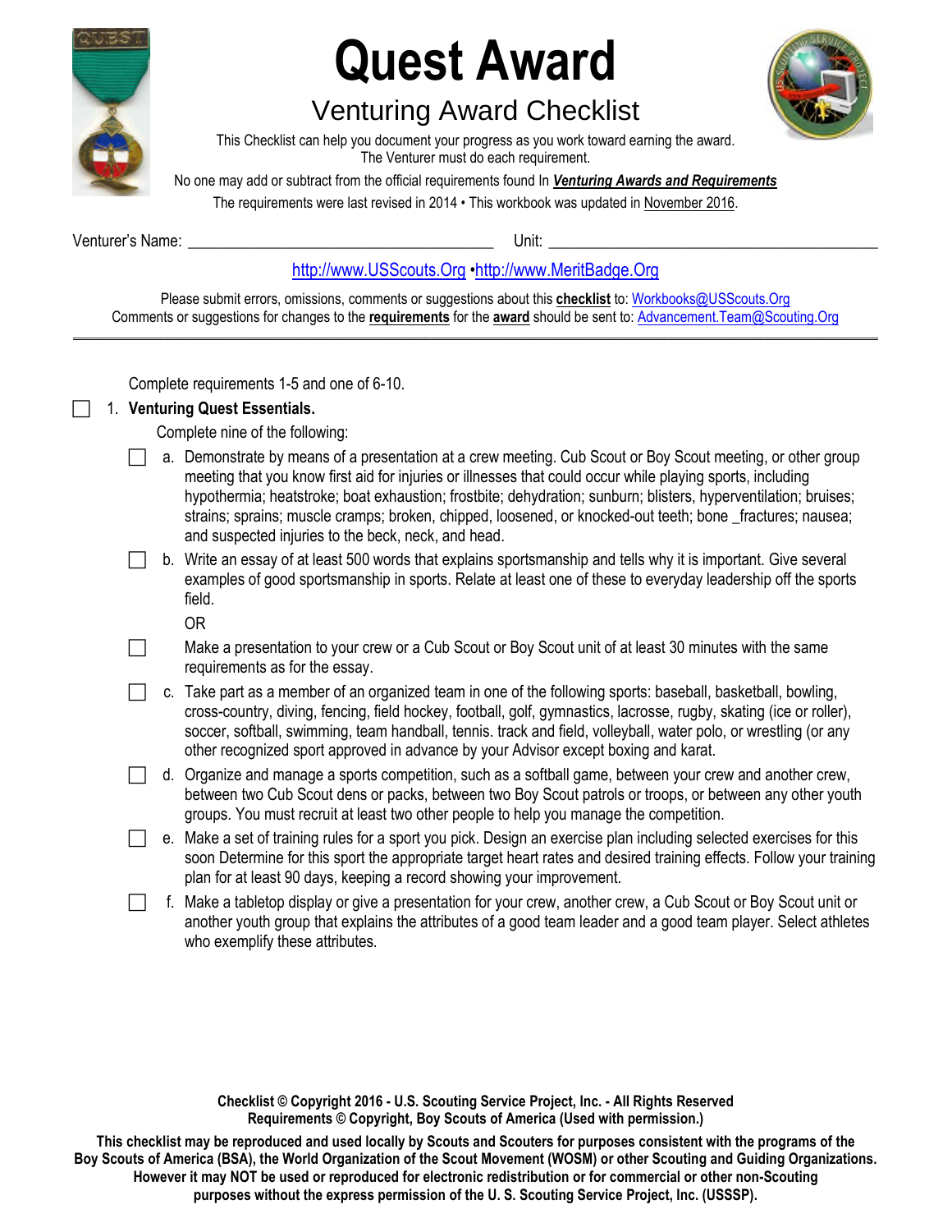# Quest Award

## Venturing Award Checklist

This Checklist can help you document your progress as you work toward earning the award.
The Venturer must do each requirement.

No one may add or subtract from the official requirements found In ***Venturing Awards and Requirements***

The requirements were last revised in 2014 • This workbook was updated in November 2016.

Venturer's Name: ______________________________________ Unit: __________________________________________

http://www.USScouts.Org •http://www.MeritBadge.Org

Please submit errors, omissions, comments or suggestions about this **checklist** to: Workbooks@USScouts.Org
Comments or suggestions for changes to the **requirements** for the **award** should be sent to: Advancement.Team@Scouting.Org

---

Complete requirements 1-5 and one of 6-10.

☐ 1. **Venturing Quest Essentials.**

Complete nine of the following:

☐ a. Demonstrate by means of a presentation at a crew meeting. Cub Scout or Boy Scout meeting, or other group meeting that you know first aid for injuries or illnesses that could occur while playing sports, including hypothermia; heatstroke; boat exhaustion; frostbite; dehydration; sunburn; blisters, hyperventilation; bruises; strains; sprains; muscle cramps; broken, chipped, loosened, or knocked-out teeth; bone _fractures; nausea; and suspected injuries to the beck, neck, and head.

☐ b. Write an essay of at least 500 words that explains sportsmanship and tells why it is important. Give several examples of good sportsmanship in sports. Relate at least one of these to everyday leadership off the sports field.

OR

☐ Make a presentation to your crew or a Cub Scout or Boy Scout unit of at least 30 minutes with the same requirements as for the essay.

☐ c. Take part as a member of an organized team in one of the following sports: baseball, basketball, bowling, cross-country, diving, fencing, field hockey, football, golf, gymnastics, lacrosse, rugby, skating (ice or roller), soccer, softball, swimming, team handball, tennis. track and field, volleyball, water polo, or wrestling (or any other recognized sport approved in advance by your Advisor except boxing and karat.

☐ d. Organize and manage a sports competition, such as a softball game, between your crew and another crew, between two Cub Scout dens or packs, between two Boy Scout patrols or troops, or between any other youth groups. You must recruit at least two other people to help you manage the competition.

☐ e. Make a set of training rules for a sport you pick. Design an exercise plan including selected exercises for this soon Determine for this sport the appropriate target heart rates and desired training effects. Follow your training plan for at least 90 days, keeping a record showing your improvement.

☐ f. Make a tabletop display or give a presentation for your crew, another crew, a Cub Scout or Boy Scout unit or another youth group that explains the attributes of a good team leader and a good team player. Select athletes who exemplify these attributes.

**Checklist © Copyright 2016 - U.S. Scouting Service Project, Inc. - All Rights Reserved**
**Requirements © Copyright, Boy Scouts of America (Used with permission.)**

**This checklist may be reproduced and used locally by Scouts and Scouters for purposes consistent with the programs of the Boy Scouts of America (BSA), the World Organization of the Scout Movement (WOSM) or other Scouting and Guiding Organizations. However it may NOT be used or reproduced for electronic redistribution or for commercial or other non-Scouting purposes without the express permission of the U. S. Scouting Service Project, Inc. (USSSP).**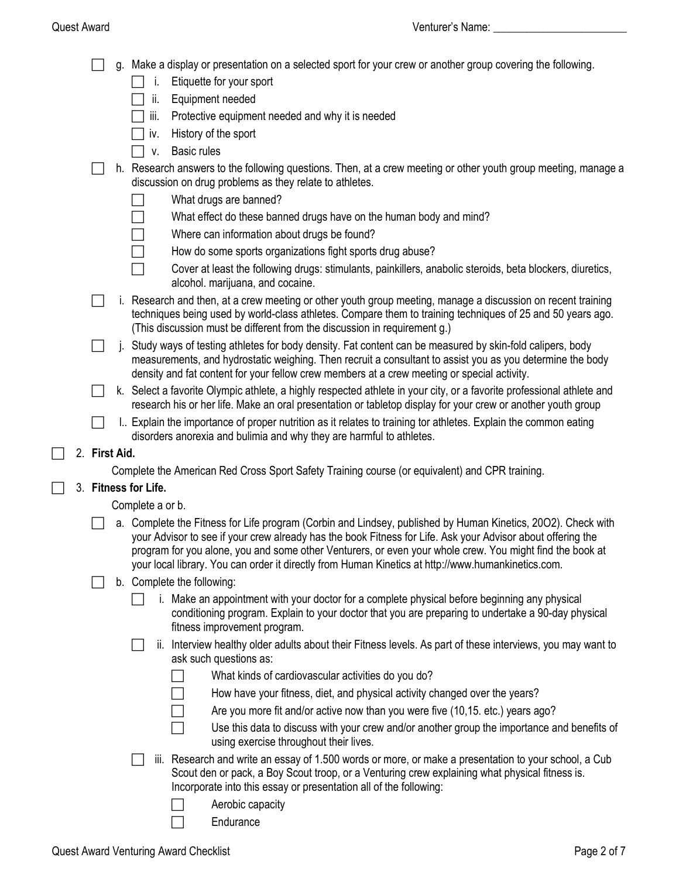- [ ] g. Make a display or presentation on a selected sport for your crew or another group covering the following.
    - [ ] i. Etiquette for your sport
    - [ ] ii. Equipment needed
    - [ ] iii. Protective equipment needed and why it is needed
    - [ ] iv. History of the sport
    - [ ] v. Basic rules
- [ ] h. Research answers to the following questions. Then, at a crew meeting or other youth group meeting, manage a discussion on drug problems as they relate to athletes.
    - [ ] What drugs are banned?
    - [ ] What effect do these banned drugs have on the human body and mind?
    - [ ] Where can information about drugs be found?
    - [ ] How do some sports organizations fight sports drug abuse?
    - [ ] Cover at least the following drugs: stimulants, painkillers, anabolic steroids, beta blockers, diuretics, alcohol. marijuana, and cocaine.
- [ ] i. Research and then, at a crew meeting or other youth group meeting, manage a discussion on recent training techniques being used by world-class athletes. Compare them to training techniques of 25 and 50 years ago. (This discussion must be different from the discussion in requirement g.)
- [ ] j. Study ways of testing athletes for body density. Fat content can be measured by skin-fold calipers, body measurements, and hydrostatic weighing. Then recruit a consultant to assist you as you determine the body density and fat content for your fellow crew members at a crew meeting or special activity.
- [ ] k. Select a favorite Olympic athlete, a highly respected athlete in your city, or a favorite professional athlete and research his or her life. Make an oral presentation or tabletop display for your crew or another youth group
- [ ] l.. Explain the importance of proper nutrition as it relates to training tor athletes. Explain the common eating disorders anorexia and bulimia and why they are harmful to athletes.

- [ ] 2. **First Aid.**

  Complete the American Red Cross Sport Safety Training course (or equivalent) and CPR training.

- [ ] 3. **Fitness for Life.**

  Complete a or b.

  - [ ] a. Complete the Fitness for Life program (Corbin and Lindsey, published by Human Kinetics, 20O2). Check with your Advisor to see if your crew already has the book Fitness for Life. Ask your Advisor about offering the program for you alone, you and some other Venturers, or even your whole crew. You might find the book at your local library. You can order it directly from Human Kinetics at http://www.humankinetics.com.
  - [ ] b. Complete the following:
    - [ ] i. Make an appointment with your doctor for a complete physical before beginning any physical conditioning program. Explain to your doctor that you are preparing to undertake a 90-day physical fitness improvement program.
    - [ ] ii. Interview healthy older adults about their Fitness levels. As part of these interviews, you may want to ask such questions as:
        - [ ] What kinds of cardiovascular activities do you do?
        - [ ] How have your fitness, diet, and physical activity changed over the years?
        - [ ] Are you more fit and/or active now than you were five (10,15. etc.) years ago?
        - [ ] Use this data to discuss with your crew and/or another group the importance and benefits of using exercise throughout their lives.
    - [ ] iii. Research and write an essay of 1.500 words or more, or make a presentation to your school, a Cub Scout den or pack, a Boy Scout troop, or a Venturing crew explaining what physical fitness is. Incorporate into this essay or presentation all of the following:
        - [ ] Aerobic capacity
        - [ ] Endurance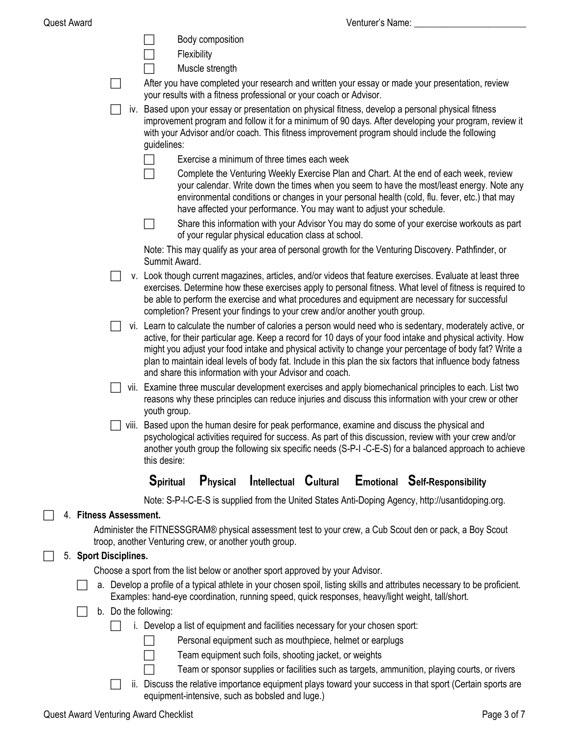- [ ] Body composition
- [ ] Flexibility
- [ ] Muscle strength

- [ ] After you have completed your research and written your essay or made your presentation, review your results with a fitness professional or your coach or Advisor.

- [ ] iv. Based upon your essay or presentation on physical fitness, develop a personal physical fitness improvement program and follow it for a minimum of 90 days. After developing your program, review it with your Advisor and/or coach. This fitness improvement program should include the following guidelines:
  - [ ] Exercise a minimum of three times each week
  - [ ] Complete the Venturing Weekly Exercise Plan and Chart. At the end of each week, review your calendar. Write down the times when you seem to have the most/least energy. Note any environmental conditions or changes in your personal health (cold, flu. fever, etc.) that may have affected your performance. You may want to adjust your schedule.
  - [ ] Share this information with your Advisor You may do some of your exercise workouts as part of your regular physical education class at school.

  Note: This may qualify as your area of personal growth for the Venturing Discovery. Pathfinder, or Summit Award.

- [ ] v. Look though current magazines, articles, and/or videos that feature exercises. Evaluate at least three exercises. Determine how these exercises apply to personal fitness. What level of fitness is required to be able to perform the exercise and what procedures and equipment are necessary for successful completion? Present your findings to your crew and/or another youth group.

- [ ] vi. Learn to calculate the number of calories a person would need who is sedentary, moderately active, or active, for their particular age. Keep a record for 10 days of your food intake and physical activity. How might you adjust your food intake and physical activity to change your percentage of body fat? Write a plan to maintain ideal levels of body fat. Include in this plan the six factors that influence body fatness and share this information with your Advisor and coach.

- [ ] vii. Examine three muscular development exercises and apply biomechanical principles to each. List two reasons why these principles can reduce injuries and discuss this information with your crew or other youth group.

- [ ] viii. Based upon the human desire for peak performance, examine and discuss the physical and psychological activities required for success. As part of this discussion, review with your crew and/or another youth group the following six specific needs (S-P-I -C-E-S) for a balanced approach to achieve this desire:

  **S**piritual **P**hysical **I**ntellectual **C**ultural **E**motional **S**elf-Responsibility

  Note: S-P-I-C-E-S is supplied from the United States Anti-Doping Agency, http://usantidoping.org.

- [ ] 4. **Fitness Assessment.**

  Administer the FITNESSGRAM® physical assessment test to your crew, a Cub Scout den or pack, a Boy Scout troop, another Venturing crew, or another youth group.

- [ ] 5. **Sport Disciplines.**

  Choose a sport from the list below or another sport approved by your Advisor.

  - [ ] a. Develop a profile of a typical athlete in your chosen spoil, listing skills and attributes necessary to be proficient. Examples: hand-eye coordination, running speed, quick responses, heavy/light weight, tall/short.
  - [ ] b. Do the following:
    - [ ] i. Develop a list of equipment and facilities necessary for your chosen sport:
      - [ ] Personal equipment such as mouthpiece, helmet or earplugs
      - [ ] Team equipment such foils, shooting jacket, or weights
      - [ ] Team or sponsor supplies or facilities such as targets, ammunition, playing courts, or rivers
    - [ ] ii. Discuss the relative importance equipment plays toward your success in that sport (Certain sports are equipment-intensive, such as bobsled and luge.)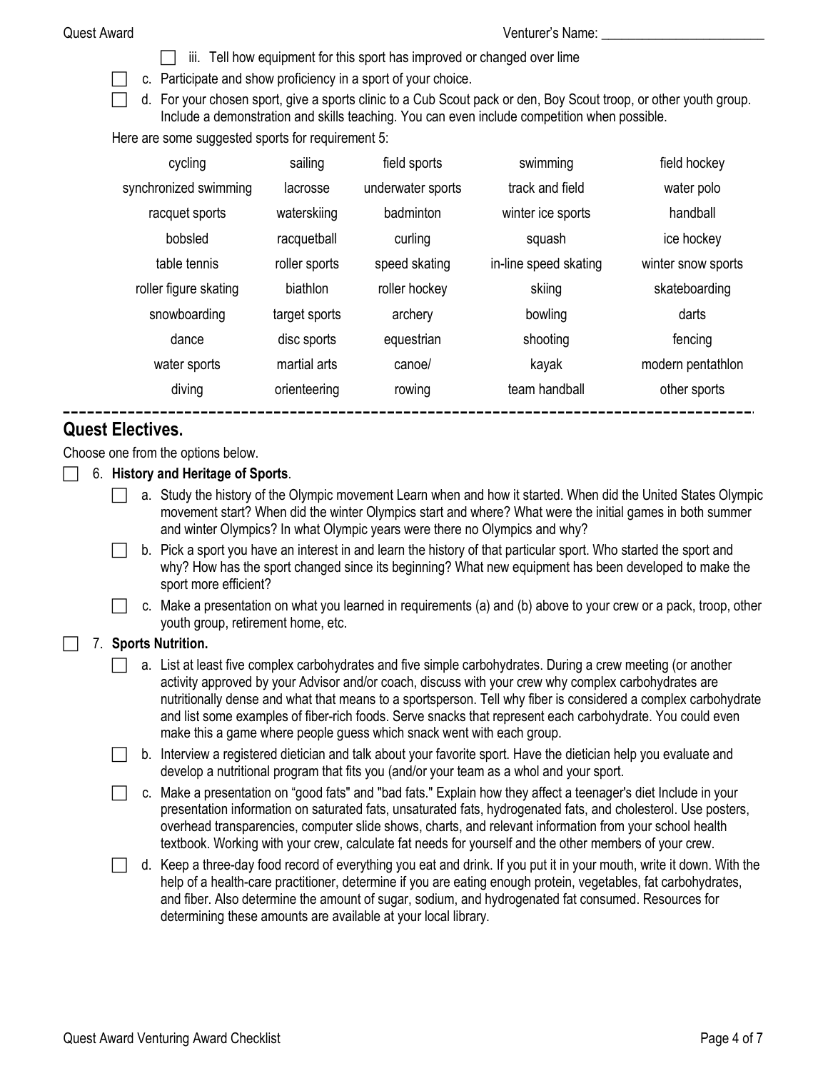Venturer's Name: ________________________

- [ ] iii. Tell how equipment for this sport has improved or changed over lime

- [ ] c. Participate and show proficiency in a sport of your choice.
- [ ] d. For your chosen sport, give a sports clinic to a Cub Scout pack or den, Boy Scout troop, or other youth group. Include a demonstration and skills teaching. You can even include competition when possible.

Here are some suggested sports for requirement 5:

| | | | | |
|---|---|---|---|---|
| cycling | sailing | field sports | swimming | field hockey |
| synchronized swimming | lacrosse | underwater sports | track and field | water polo |
| racquet sports | waterskiing | badminton | winter ice sports | handball |
| bobsled | racquetball | curling | squash | ice hockey |
| table tennis | roller sports | speed skating | in-line speed skating | winter snow sports |
| roller figure skating | biathlon | roller hockey | skiing | skateboarding |
| snowboarding | target sports | archery | bowling | darts |
| dance | disc sports | equestrian | shooting | fencing |
| water sports | martial arts | canoe/ | kayak | modern pentathlon |
| diving | orienteering | rowing | team handball | other sports |

---

## Quest Electives.

Choose one from the options below.

- [ ] 6. **History and Heritage of Sports**.
  - [ ] a. Study the history of the Olympic movement Learn when and how it started. When did the United States Olympic movement start? When did the winter Olympics start and where? What were the initial games in both summer and winter Olympics? In what Olympic years were there no Olympics and why?
  - [ ] b. Pick a sport you have an interest in and learn the history of that particular sport. Who started the sport and why? How has the sport changed since its beginning? What new equipment has been developed to make the sport more efficient?
  - [ ] c. Make a presentation on what you learned in requirements (a) and (b) above to your crew or a pack, troop, other youth group, retirement home, etc.
- [ ] 7. **Sports Nutrition.**
  - [ ] a. List at least five complex carbohydrates and five simple carbohydrates. During a crew meeting (or another activity approved by your Advisor and/or coach, discuss with your crew why complex carbohydrates are nutritionally dense and what that means to a sportsperson. Tell why fiber is considered a complex carbohydrate and list some examples of fiber-rich foods. Serve snacks that represent each carbohydrate. You could even make this a game where people guess which snack went with each group.
  - [ ] b. Interview a registered dietician and talk about your favorite sport. Have the dietician help you evaluate and develop a nutritional program that fits you (and/or your team as a whol and your sport.
  - [ ] c. Make a presentation on "good fats" and "bad fats." Explain how they affect a teenager's diet Include in your presentation information on saturated fats, unsaturated fats, hydrogenated fats, and cholesterol. Use posters, overhead transparencies, computer slide shows, charts, and relevant information from your school health textbook. Working with your crew, calculate fat needs for yourself and the other members of your crew.
  - [ ] d. Keep a three-day food record of everything you eat and drink. If you put it in your mouth, write it down. With the help of a health-care practitioner, determine if you are eating enough protein, vegetables, fat carbohydrates, and fiber. Also determine the amount of sugar, sodium, and hydrogenated fat consumed. Resources for determining these amounts are available at your local library.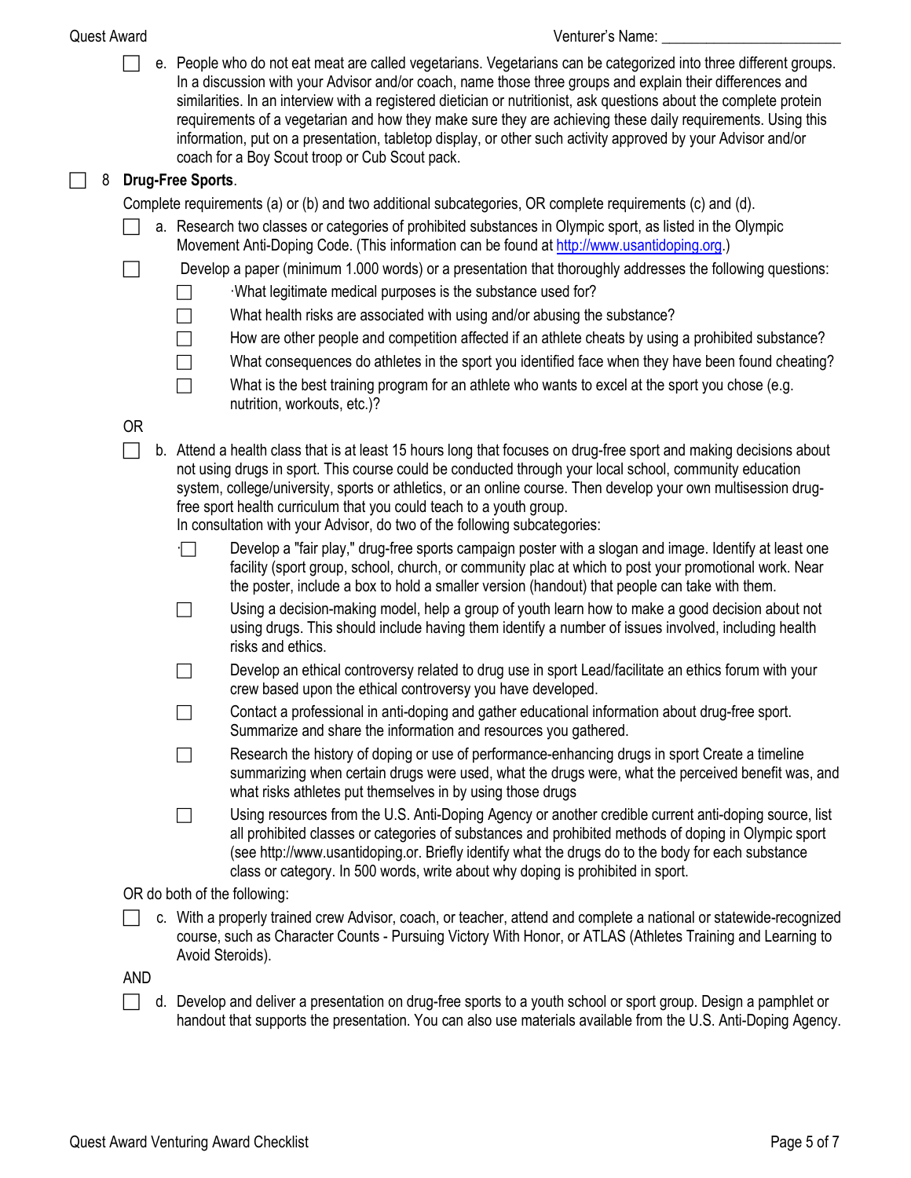- [ ] e. People who do not eat meat are called vegetarians. Vegetarians can be categorized into three different groups. In a discussion with your Advisor and/or coach, name those three groups and explain their differences and similarities. In an interview with a registered dietician or nutritionist, ask questions about the complete protein requirements of a vegetarian and how they make sure they are achieving these daily requirements. Using this information, put on a presentation, tabletop display, or other such activity approved by your Advisor and/or coach for a Boy Scout troop or Cub Scout pack.

- [ ] 8 **Drug-Free Sports**.

Complete requirements (a) or (b) and two additional subcategories, OR complete requirements (c) and (d).

- [ ] a. Research two classes or categories of prohibited substances in Olympic sport, as listed in the Olympic Movement Anti-Doping Code. (This information can be found at http://www.usantidoping.org.)
- [ ] Develop a paper (minimum 1.000 words) or a presentation that thoroughly addresses the following questions:
  - [ ] ·What legitimate medical purposes is the substance used for?
  - [ ] What health risks are associated with using and/or abusing the substance?
  - [ ] How are other people and competition affected if an athlete cheats by using a prohibited substance?
  - [ ] What consequences do athletes in the sport you identified face when they have been found cheating?
  - [ ] What is the best training program for an athlete who wants to excel at the sport you chose (e.g. nutrition, workouts, etc.)?

OR

- [ ] b. Attend a health class that is at least 15 hours long that focuses on drug-free sport and making decisions about not using drugs in sport. This course could be conducted through your local school, community education system, college/university, sports or athletics, or an online course. Then develop your own multisession drug-free sport health curriculum that you could teach to a youth group.
  In consultation with your Advisor, do two of the following subcategories:
  - [ ] Develop a "fair play," drug-free sports campaign poster with a slogan and image. Identify at least one facility (sport group, school, church, or community plac at which to post your promotional work. Near the poster, include a box to hold a smaller version (handout) that people can take with them.
  - [ ] Using a decision-making model, help a group of youth learn how to make a good decision about not using drugs. This should include having them identify a number of issues involved, including health risks and ethics.
  - [ ] Develop an ethical controversy related to drug use in sport Lead/facilitate an ethics forum with your crew based upon the ethical controversy you have developed.
  - [ ] Contact a professional in anti-doping and gather educational information about drug-free sport. Summarize and share the information and resources you gathered.
  - [ ] Research the history of doping or use of performance-enhancing drugs in sport Create a timeline summarizing when certain drugs were used, what the drugs were, what the perceived benefit was, and what risks athletes put themselves in by using those drugs
  - [ ] Using resources from the U.S. Anti-Doping Agency or another credible current anti-doping source, list all prohibited classes or categories of substances and prohibited methods of doping in Olympic sport (see http://www.usantidoping.or. Briefly identify what the drugs do to the body for each substance class or category. In 500 words, write about why doping is prohibited in sport.

OR do both of the following:

- [ ] c. With a properly trained crew Advisor, coach, or teacher, attend and complete a national or statewide-recognized course, such as Character Counts - Pursuing Victory With Honor, or ATLAS (Athletes Training and Learning to Avoid Steroids).

AND

- [ ] d. Develop and deliver a presentation on drug-free sports to a youth school or sport group. Design a pamphlet or handout that supports the presentation. You can also use materials available from the U.S. Anti-Doping Agency.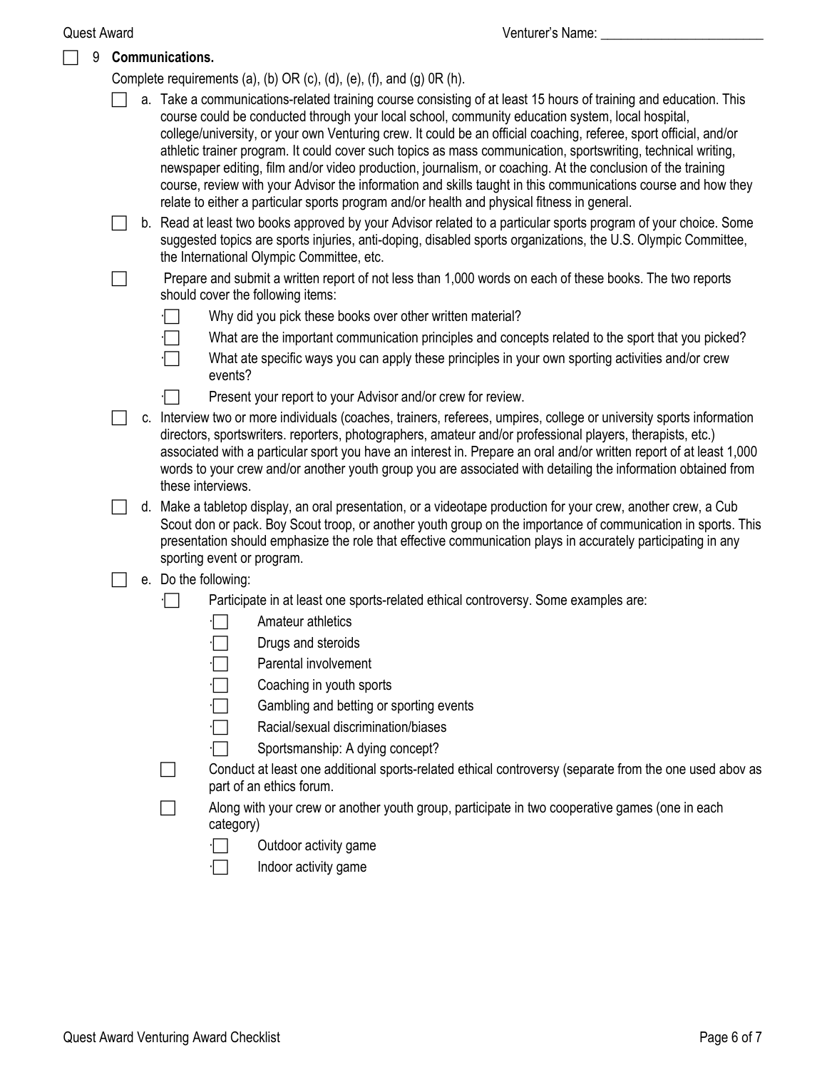Venturer's Name: ________________________

- [ ] 9 **Communications.**

  Complete requirements (a), (b) OR (c), (d), (e), (f), and (g) 0R (h).

  - [ ] a. Take a communications-related training course consisting of at least 15 hours of training and education. This course could be conducted through your local school, community education system, local hospital, college/university, or your own Venturing crew. It could be an official coaching, referee, sport official, and/or athletic trainer program. It could cover such topics as mass communication, sportswriting, technical writing, newspaper editing, film and/or video production, journalism, or coaching. At the conclusion of the training course, review with your Advisor the information and skills taught in this communications course and how they relate to either a particular sports program and/or health and physical fitness in general.
  - [ ] b. Read at least two books approved by your Advisor related to a particular sports program of your choice. Some suggested topics are sports injuries, anti-doping, disabled sports organizations, the U.S. Olympic Committee, the International Olympic Committee, etc.
  - [ ] Prepare and submit a written report of not less than 1,000 words on each of these books. The two reports should cover the following items:
    - [ ] Why did you pick these books over other written material?
    - [ ] What are the important communication principles and concepts related to the sport that you picked?
    - [ ] What ate specific ways you can apply these principles in your own sporting activities and/or crew events?
    - [ ] Present your report to your Advisor and/or crew for review.
  - [ ] c. Interview two or more individuals (coaches, trainers, referees, umpires, college or university sports information directors, sportswriters. reporters, photographers, amateur and/or professional players, therapists, etc.) associated with a particular sport you have an interest in. Prepare an oral and/or written report of at least 1,000 words to your crew and/or another youth group you are associated with detailing the information obtained from these interviews.
  - [ ] d. Make a tabletop display, an oral presentation, or a videotape production for your crew, another crew, a Cub Scout don or pack. Boy Scout troop, or another youth group on the importance of communication in sports. This presentation should emphasize the role that effective communication plays in accurately participating in any sporting event or program.
  - [ ] e. Do the following:
    - [ ] Participate in at least one sports-related ethical controversy. Some examples are:
      - [ ] Amateur athletics
      - [ ] Drugs and steroids
      - [ ] Parental involvement
      - [ ] Coaching in youth sports
      - [ ] Gambling and betting or sporting events
      - [ ] Racial/sexual discrimination/biases
      - [ ] Sportsmanship: A dying concept?
    - [ ] Conduct at least one additional sports-related ethical controversy (separate from the one used abov as part of an ethics forum.
    - [ ] Along with your crew or another youth group, participate in two cooperative games (one in each category)
      - [ ] Outdoor activity game
      - [ ] Indoor activity game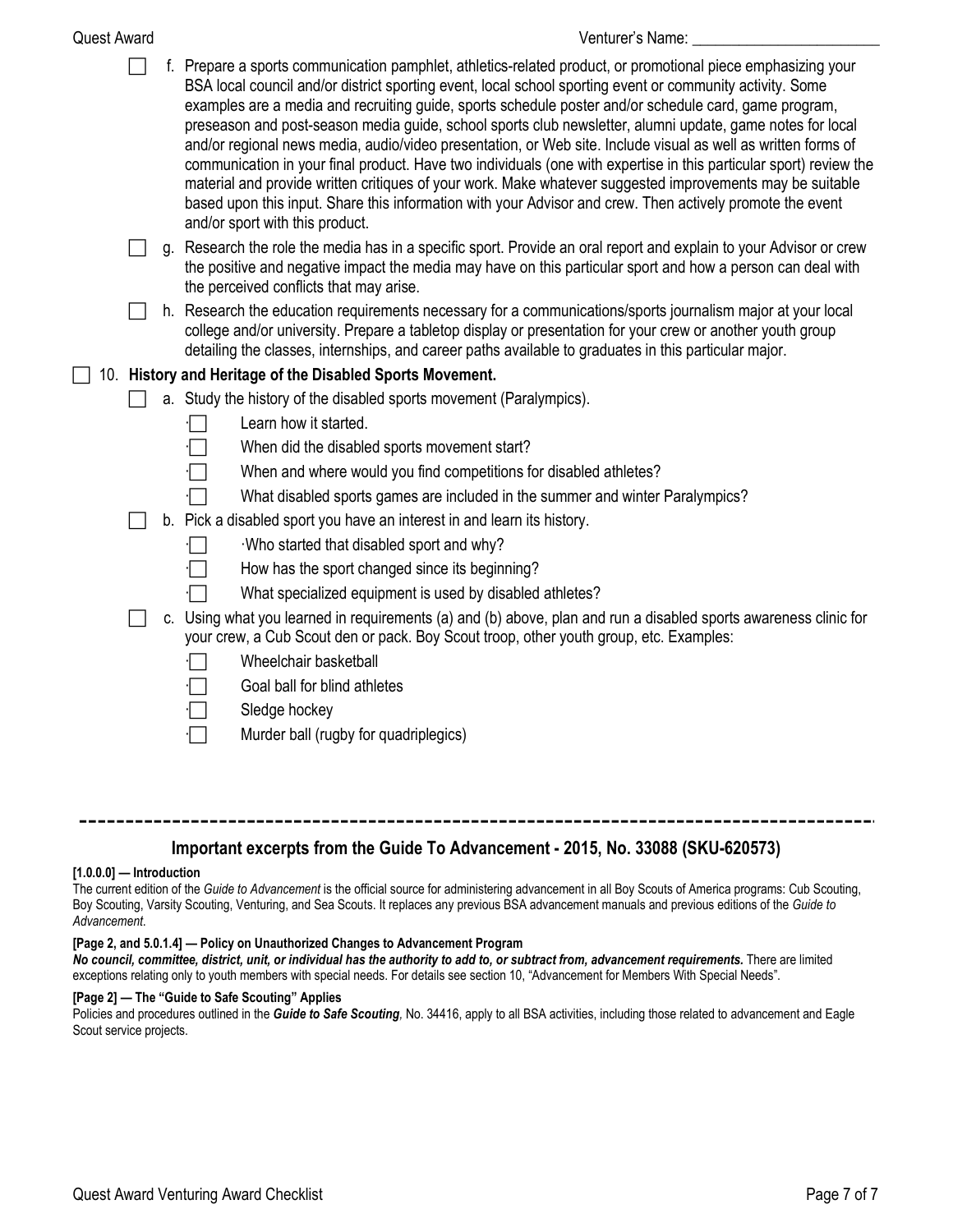- [ ] f. Prepare a sports communication pamphlet, athletics-related product, or promotional piece emphasizing your BSA local council and/or district sporting event, local school sporting event or community activity. Some examples are a media and recruiting guide, sports schedule poster and/or schedule card, game program, preseason and post-season media guide, school sports club newsletter, alumni update, game notes for local and/or regional news media, audio/video presentation, or Web site. Include visual as well as written forms of communication in your final product. Have two individuals (one with expertise in this particular sport) review the material and provide written critiques of your work. Make whatever suggested improvements may be suitable based upon this input. Share this information with your Advisor and crew. Then actively promote the event and/or sport with this product.
- [ ] g. Research the role the media has in a specific sport. Provide an oral report and explain to your Advisor or crew the positive and negative impact the media may have on this particular sport and how a person can deal with the perceived conflicts that may arise.
- [ ] h. Research the education requirements necessary for a communications/sports journalism major at your local college and/or university. Prepare a tabletop display or presentation for your crew or another youth group detailing the classes, internships, and career paths available to graduates in this particular major.

- [ ] 10. **History and Heritage of the Disabled Sports Movement.**
  - [ ] a. Study the history of the disabled sports movement (Paralympics).
    - [ ] Learn how it started.
    - [ ] When did the disabled sports movement start?
    - [ ] When and where would you find competitions for disabled athletes?
    - [ ] What disabled sports games are included in the summer and winter Paralympics?
  - [ ] b. Pick a disabled sport you have an interest in and learn its history.
    - [ ] ·Who started that disabled sport and why?
    - [ ] How has the sport changed since its beginning?
    - [ ] What specialized equipment is used by disabled athletes?
  - [ ] c. Using what you learned in requirements (a) and (b) above, plan and run a disabled sports awareness clinic for your crew, a Cub Scout den or pack. Boy Scout troop, other youth group, etc. Examples:
    - [ ] Wheelchair basketball
    - [ ] Goal ball for blind athletes
    - [ ] Sledge hockey
    - [ ] Murder ball (rugby for quadriplegics)

---

## Important excerpts from the Guide To Advancement - 2015, No. 33088 (SKU-620573)

**[1.0.0.0] — Introduction**

The current edition of the *Guide to Advancement* is the official source for administering advancement in all Boy Scouts of America programs: Cub Scouting, Boy Scouting, Varsity Scouting, Venturing, and Sea Scouts. It replaces any previous BSA advancement manuals and previous editions of the *Guide to Advancement*.

**[Page 2, and 5.0.1.4] — Policy on Unauthorized Changes to Advancement Program**

***No council, committee, district, unit, or individual has the authority to add to, or subtract from, advancement requirements.*** There are limited exceptions relating only to youth members with special needs. For details see section 10, "Advancement for Members With Special Needs".

**[Page 2] — The "Guide to Safe Scouting" Applies**

Policies and procedures outlined in the ***Guide to Safe Scouting****,* No. 34416, apply to all BSA activities, including those related to advancement and Eagle Scout service projects.